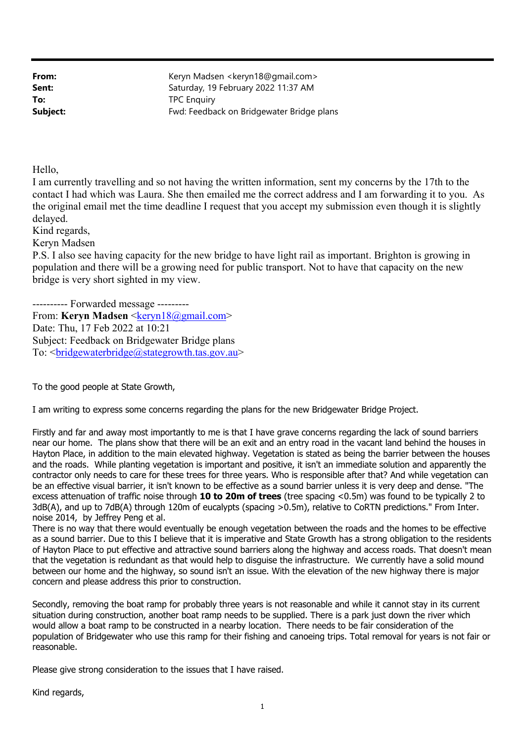| | |
|---|---|
| **From:** | Keryn Madsen <keryn18@gmail.com> |
| **Sent:** | Saturday, 19 February 2022 11:37 AM |
| **To:** | TPC Enquiry |
| **Subject:** | Fwd: Feedback on Bridgewater Bridge plans |

Hello,
I am currently travelling and so not having the written information, sent my concerns by the 17th to the contact I had which was Laura. She then emailed me the correct address and I am forwarding it to you. As the original email met the time deadline I request that you accept my submission even though it is slightly delayed.
Kind regards,
Keryn Madsen
P.S. I also see having capacity for the new bridge to have light rail as important. Brighton is growing in population and there will be a growing need for public transport. Not to have that capacity on the new bridge is very short sighted in my view.

---------- Forwarded message ---------
From: **Keryn Madsen** <keryn18@gmail.com>
Date: Thu, 17 Feb 2022 at 10:21
Subject: Feedback on Bridgewater Bridge plans
To: <bridgewaterbridge@stategrowth.tas.gov.au>

To the good people at State Growth,

I am writing to express some concerns regarding the plans for the new Bridgewater Bridge Project.

Firstly and far and away most importantly to me is that I have grave concerns regarding the lack of sound barriers near our home. The plans show that there will be an exit and an entry road in the vacant land behind the houses in Hayton Place, in addition to the main elevated highway. Vegetation is stated as being the barrier between the houses and the roads. While planting vegetation is important and positive, it isn't an immediate solution and apparently the contractor only needs to care for these trees for three years. Who is responsible after that? And while vegetation can be an effective visual barrier, it isn't known to be effective as a sound barrier unless it is very deep and dense. "The excess attenuation of traffic noise through **10 to 20m of trees** (tree spacing <0.5m) was found to be typically 2 to 3dB(A), and up to 7dB(A) through 120m of eucalypts (spacing >0.5m), relative to CoRTN predictions." From Inter. noise 2014, by Jeffrey Peng et al.
There is no way that there would eventually be enough vegetation between the roads and the homes to be effective as a sound barrier. Due to this I believe that it is imperative and State Growth has a strong obligation to the residents of Hayton Place to put effective and attractive sound barriers along the highway and access roads. That doesn't mean that the vegetation is redundant as that would help to disguise the infrastructure. We currently have a solid mound between our home and the highway, so sound isn't an issue. With the elevation of the new highway there is major concern and please address this prior to construction.

Secondly, removing the boat ramp for probably three years is not reasonable and while it cannot stay in its current situation during construction, another boat ramp needs to be supplied. There is a park just down the river which would allow a boat ramp to be constructed in a nearby location. There needs to be fair consideration of the population of Bridgewater who use this ramp for their fishing and canoeing trips. Total removal for years is not fair or reasonable.

Please give strong consideration to the issues that I have raised.

Kind regards,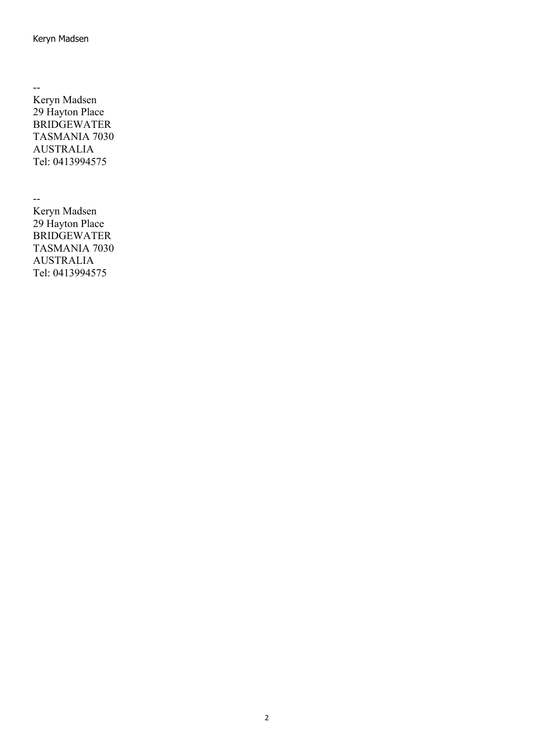Keryn Madsen

--
Keryn Madsen
29 Hayton Place
BRIDGEWATER
TASMANIA 7030
AUSTRALIA
Tel: 0413994575

--
Keryn Madsen
29 Hayton Place
BRIDGEWATER
TASMANIA 7030
AUSTRALIA
Tel: 0413994575